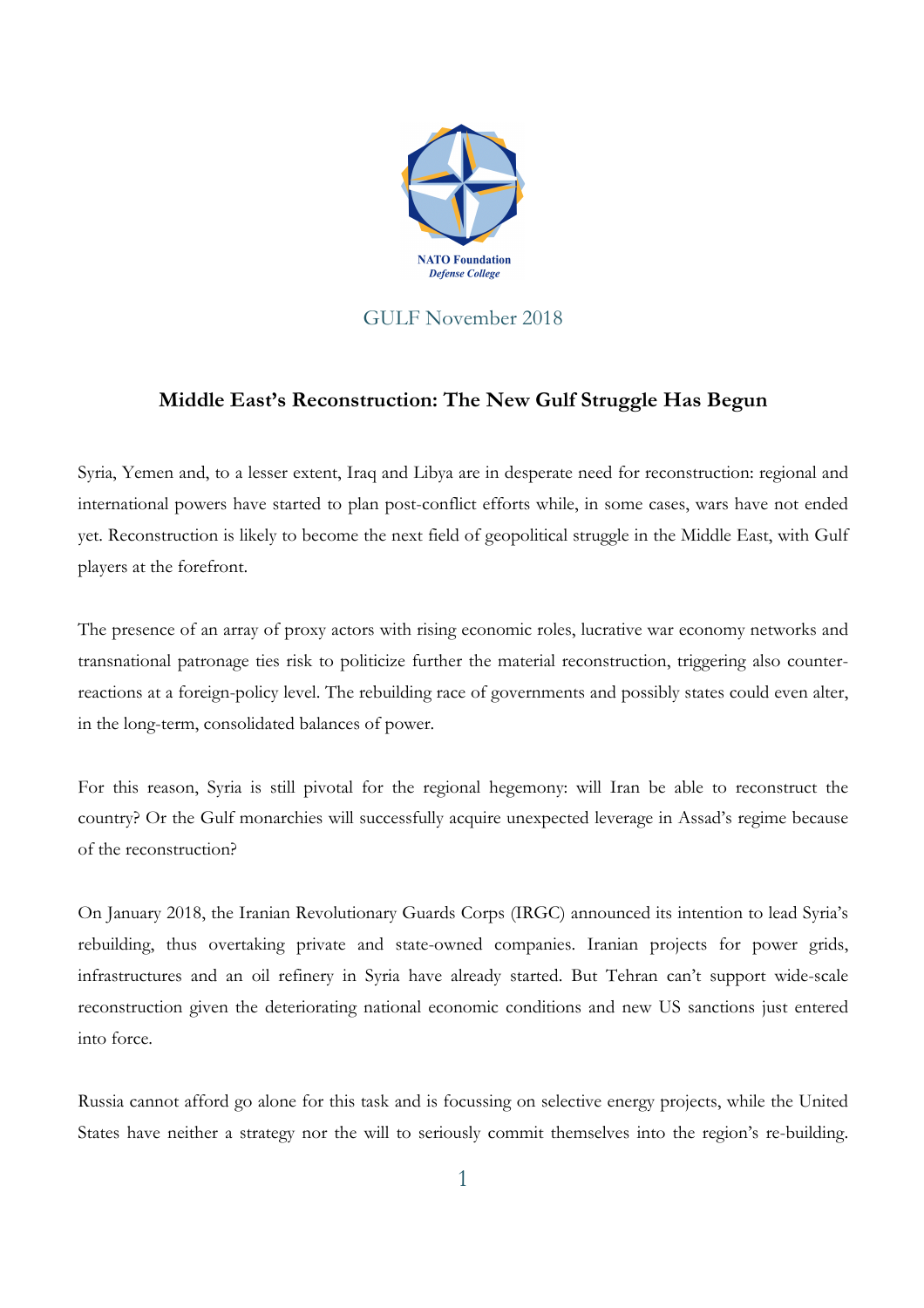NATO Foundation
*Defense College*

GULF November 2018

# Middle East's Reconstruction: The New Gulf Struggle Has Begun

Syria, Yemen and, to a lesser extent, Iraq and Libya are in desperate need for reconstruction: regional and international powers have started to plan post-conflict efforts while, in some cases, wars have not ended yet. Reconstruction is likely to become the next field of geopolitical struggle in the Middle East, with Gulf players at the forefront.

The presence of an array of proxy actors with rising economic roles, lucrative war economy networks and transnational patronage ties risk to politicize further the material reconstruction, triggering also counter-reactions at a foreign-policy level. The rebuilding race of governments and possibly states could even alter, in the long-term, consolidated balances of power.

For this reason, Syria is still pivotal for the regional hegemony: will Iran be able to reconstruct the country? Or the Gulf monarchies will successfully acquire unexpected leverage in Assad's regime because of the reconstruction?

On January 2018, the Iranian Revolutionary Guards Corps (IRGC) announced its intention to lead Syria's rebuilding, thus overtaking private and state-owned companies. Iranian projects for power grids, infrastructures and an oil refinery in Syria have already started. But Tehran can't support wide-scale reconstruction given the deteriorating national economic conditions and new US sanctions just entered into force.

Russia cannot afford go alone for this task and is focussing on selective energy projects, while the United States have neither a strategy nor the will to seriously commit themselves into the region's re-building.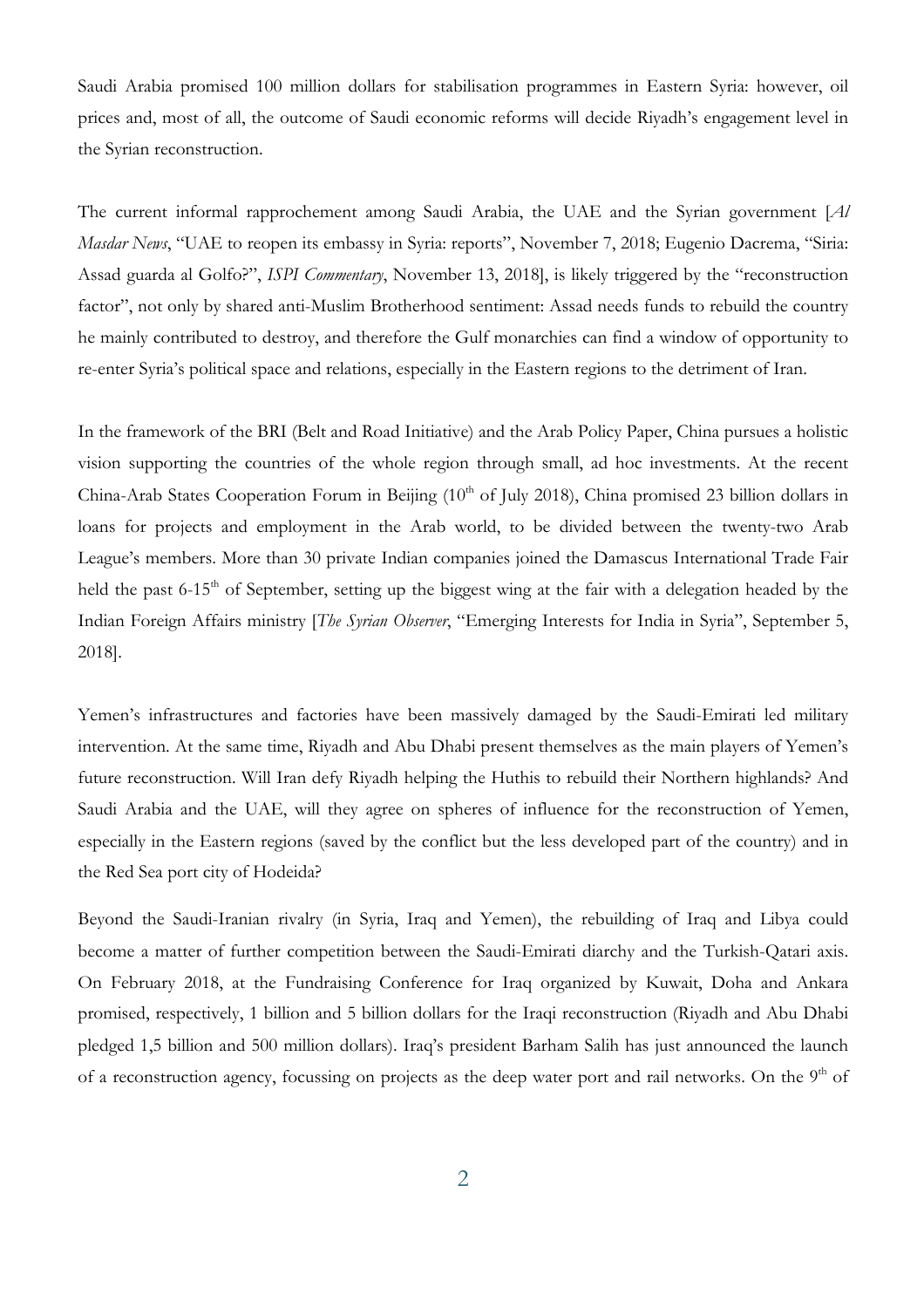Saudi Arabia promised 100 million dollars for stabilisation programmes in Eastern Syria: however, oil prices and, most of all, the outcome of Saudi economic reforms will decide Riyadh's engagement level in the Syrian reconstruction.

The current informal rapprochement among Saudi Arabia, the UAE and the Syrian government [*Al Masdar News*, "UAE to reopen its embassy in Syria: reports", November 7, 2018; Eugenio Dacrema, "Siria: Assad guarda al Golfo?", *ISPI Commentary*, November 13, 2018], is likely triggered by the "reconstruction factor", not only by shared anti-Muslim Brotherhood sentiment: Assad needs funds to rebuild the country he mainly contributed to destroy, and therefore the Gulf monarchies can find a window of opportunity to re-enter Syria's political space and relations, especially in the Eastern regions to the detriment of Iran.

In the framework of the BRI (Belt and Road Initiative) and the Arab Policy Paper, China pursues a holistic vision supporting the countries of the whole region through small, ad hoc investments. At the recent China-Arab States Cooperation Forum in Beijing (10th of July 2018), China promised 23 billion dollars in loans for projects and employment in the Arab world, to be divided between the twenty-two Arab League's members. More than 30 private Indian companies joined the Damascus International Trade Fair held the past 6-15th of September, setting up the biggest wing at the fair with a delegation headed by the Indian Foreign Affairs ministry [*The Syrian Observer*, "Emerging Interests for India in Syria", September 5, 2018].

Yemen's infrastructures and factories have been massively damaged by the Saudi-Emirati led military intervention. At the same time, Riyadh and Abu Dhabi present themselves as the main players of Yemen's future reconstruction. Will Iran defy Riyadh helping the Huthis to rebuild their Northern highlands? And Saudi Arabia and the UAE, will they agree on spheres of influence for the reconstruction of Yemen, especially in the Eastern regions (saved by the conflict but the less developed part of the country) and in the Red Sea port city of Hodeida?

Beyond the Saudi-Iranian rivalry (in Syria, Iraq and Yemen), the rebuilding of Iraq and Libya could become a matter of further competition between the Saudi-Emirati diarchy and the Turkish-Qatari axis. On February 2018, at the Fundraising Conference for Iraq organized by Kuwait, Doha and Ankara promised, respectively, 1 billion and 5 billion dollars for the Iraqi reconstruction (Riyadh and Abu Dhabi pledged 1,5 billion and 500 million dollars). Iraq's president Barham Salih has just announced the launch of a reconstruction agency, focussing on projects as the deep water port and rail networks. On the 9th of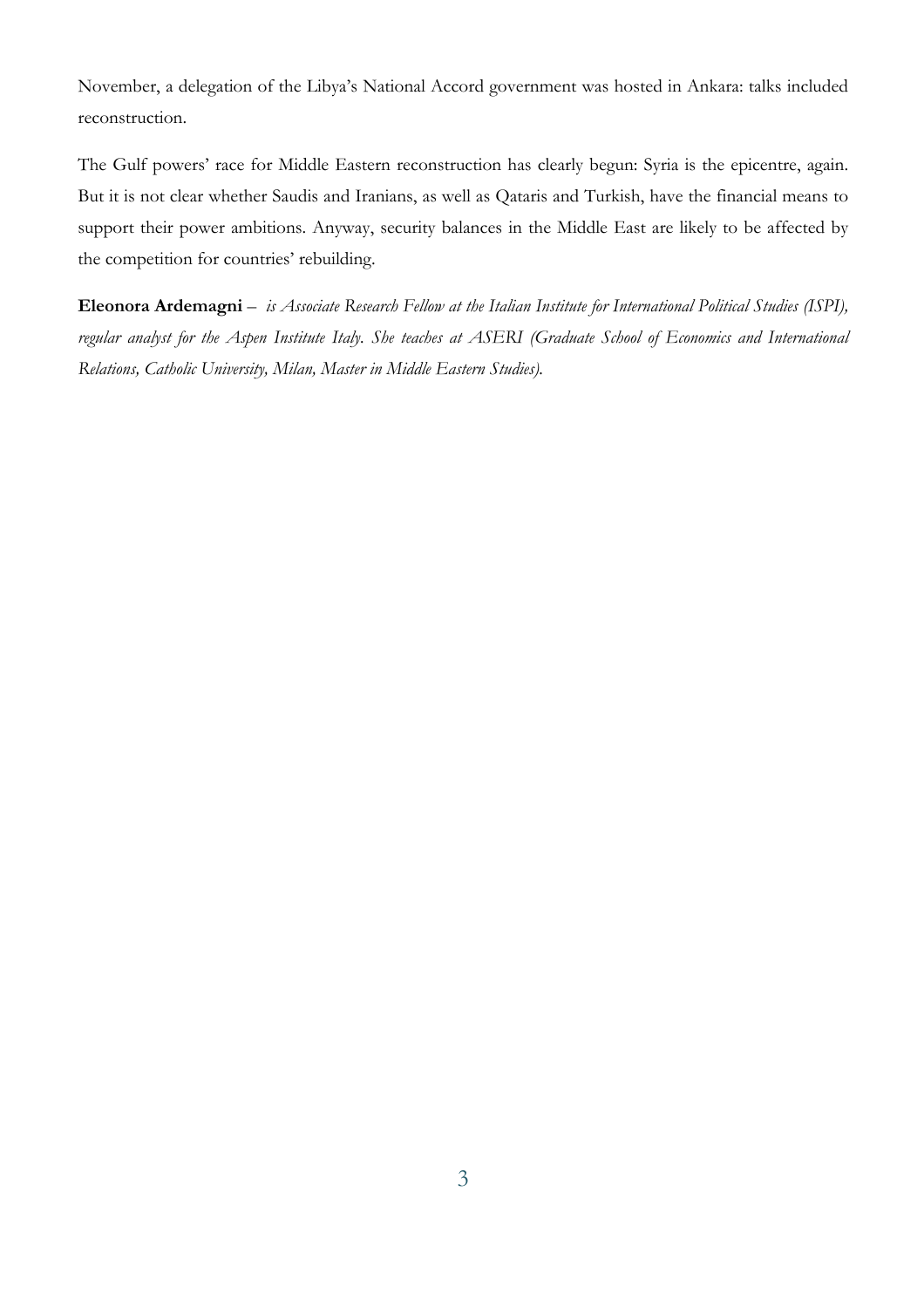November, a delegation of the Libya's National Accord government was hosted in Ankara: talks included reconstruction.

The Gulf powers' race for Middle Eastern reconstruction has clearly begun: Syria is the epicentre, again. But it is not clear whether Saudis and Iranians, as well as Qataris and Turkish, have the financial means to support their power ambitions. Anyway, security balances in the Middle East are likely to be affected by the competition for countries' rebuilding.

**Eleonora Ardemagni** – *is Associate Research Fellow at the Italian Institute for International Political Studies (ISPI), regular analyst for the Aspen Institute Italy. She teaches at ASERI (Graduate School of Economics and International Relations, Catholic University, Milan, Master in Middle Eastern Studies).*